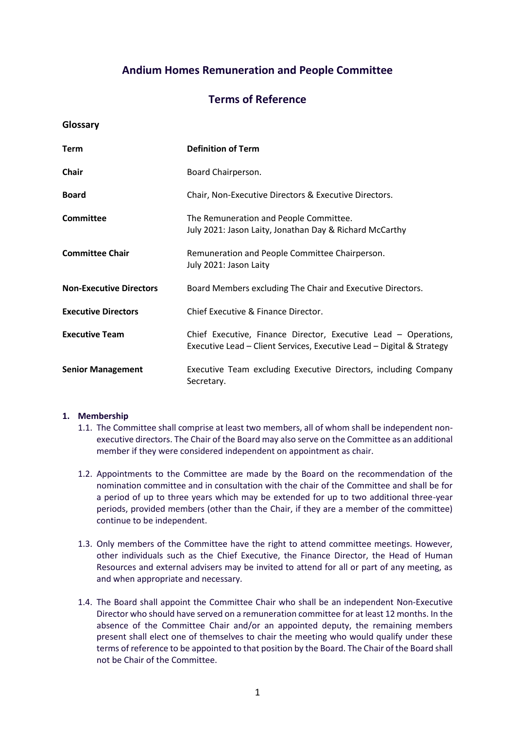# Andium Homes Remuneration and People Committee

## Terms of Reference

**Glossary**

| Term | Definition of Term |
|---|---|
| **Chair** | Board Chairperson. |
| **Board** | Chair, Non-Executive Directors & Executive Directors. |
| **Committee** | The Remuneration and People Committee. July 2021: Jason Laity, Jonathan Day & Richard McCarthy |
| **Committee Chair** | Remuneration and People Committee Chairperson. July 2021: Jason Laity |
| **Non-Executive Directors** | Board Members excluding The Chair and Executive Directors. |
| **Executive Directors** | Chief Executive & Finance Director. |
| **Executive Team** | Chief Executive, Finance Director, Executive Lead – Operations, Executive Lead – Client Services, Executive Lead – Digital & Strategy |
| **Senior Management** | Executive Team excluding Executive Directors, including Company Secretary. |

1. **Membership**
   - 1.1. The Committee shall comprise at least two members, all of whom shall be independent non-executive directors. The Chair of the Board may also serve on the Committee as an additional member if they were considered independent on appointment as chair.
   - 1.2. Appointments to the Committee are made by the Board on the recommendation of the nomination committee and in consultation with the chair of the Committee and shall be for a period of up to three years which may be extended for up to two additional three-year periods, provided members (other than the Chair, if they are a member of the committee) continue to be independent.
   - 1.3. Only members of the Committee have the right to attend committee meetings. However, other individuals such as the Chief Executive, the Finance Director, the Head of Human Resources and external advisers may be invited to attend for all or part of any meeting, as and when appropriate and necessary.
   - 1.4. The Board shall appoint the Committee Chair who shall be an independent Non-Executive Director who should have served on a remuneration committee for at least 12 months. In the absence of the Committee Chair and/or an appointed deputy, the remaining members present shall elect one of themselves to chair the meeting who would qualify under these terms of reference to be appointed to that position by the Board. The Chair of the Board shall not be Chair of the Committee.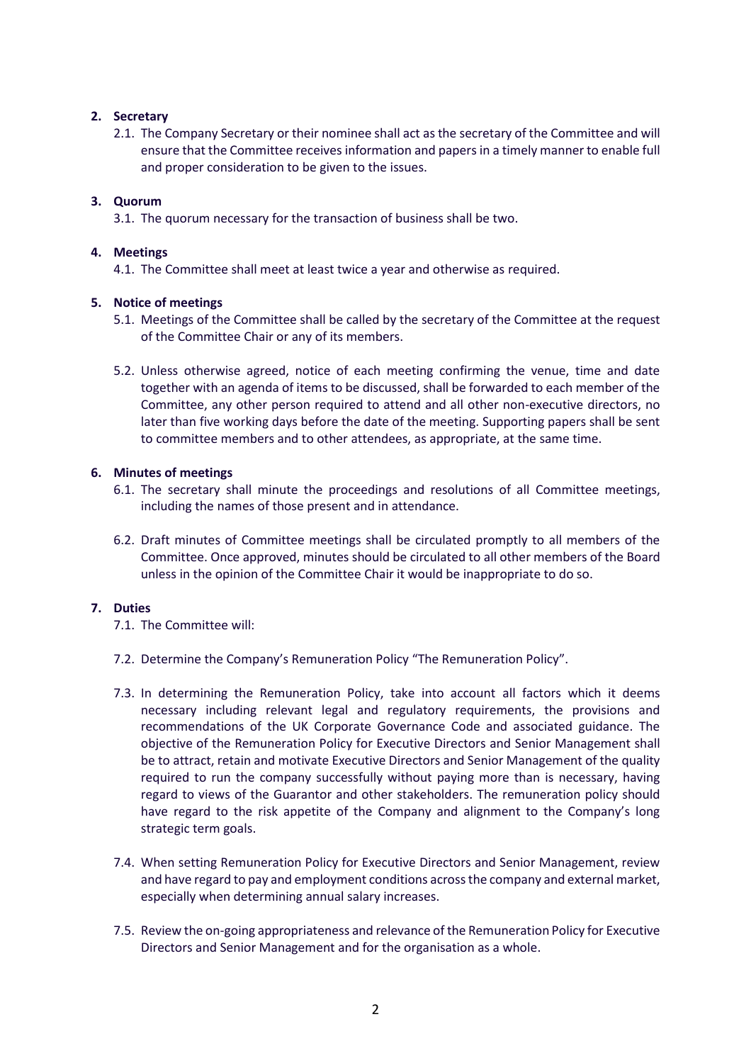## 2. Secretary

2.1. The Company Secretary or their nominee shall act as the secretary of the Committee and will ensure that the Committee receives information and papers in a timely manner to enable full and proper consideration to be given to the issues.

## 3. Quorum

3.1. The quorum necessary for the transaction of business shall be two.

## 4. Meetings

4.1. The Committee shall meet at least twice a year and otherwise as required.

## 5. Notice of meetings

5.1. Meetings of the Committee shall be called by the secretary of the Committee at the request of the Committee Chair or any of its members.

5.2. Unless otherwise agreed, notice of each meeting confirming the venue, time and date together with an agenda of items to be discussed, shall be forwarded to each member of the Committee, any other person required to attend and all other non-executive directors, no later than five working days before the date of the meeting. Supporting papers shall be sent to committee members and to other attendees, as appropriate, at the same time.

## 6. Minutes of meetings

6.1. The secretary shall minute the proceedings and resolutions of all Committee meetings, including the names of those present and in attendance.

6.2. Draft minutes of Committee meetings shall be circulated promptly to all members of the Committee. Once approved, minutes should be circulated to all other members of the Board unless in the opinion of the Committee Chair it would be inappropriate to do so.

## 7. Duties

7.1. The Committee will:

7.2. Determine the Company's Remuneration Policy "The Remuneration Policy".

7.3. In determining the Remuneration Policy, take into account all factors which it deems necessary including relevant legal and regulatory requirements, the provisions and recommendations of the UK Corporate Governance Code and associated guidance. The objective of the Remuneration Policy for Executive Directors and Senior Management shall be to attract, retain and motivate Executive Directors and Senior Management of the quality required to run the company successfully without paying more than is necessary, having regard to views of the Guarantor and other stakeholders. The remuneration policy should have regard to the risk appetite of the Company and alignment to the Company's long strategic term goals.

7.4. When setting Remuneration Policy for Executive Directors and Senior Management, review and have regard to pay and employment conditions across the company and external market, especially when determining annual salary increases.

7.5. Review the on-going appropriateness and relevance of the Remuneration Policy for Executive Directors and Senior Management and for the organisation as a whole.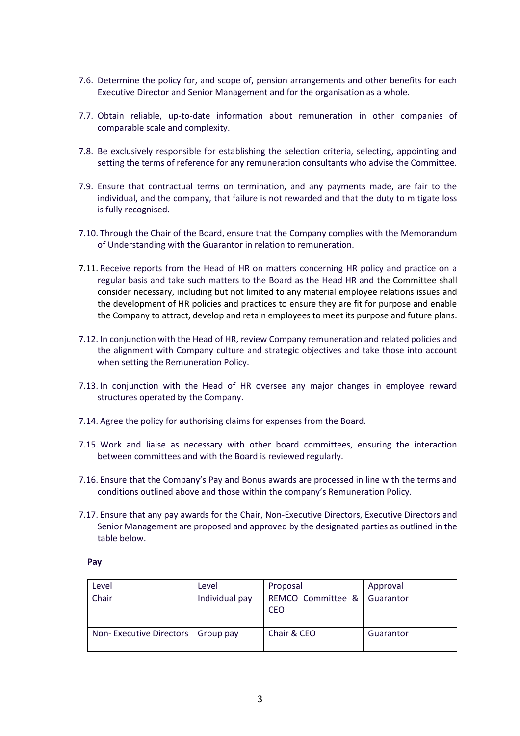7.6. Determine the policy for, and scope of, pension arrangements and other benefits for each Executive Director and Senior Management and for the organisation as a whole.

7.7. Obtain reliable, up-to-date information about remuneration in other companies of comparable scale and complexity.

7.8. Be exclusively responsible for establishing the selection criteria, selecting, appointing and setting the terms of reference for any remuneration consultants who advise the Committee.

7.9. Ensure that contractual terms on termination, and any payments made, are fair to the individual, and the company, that failure is not rewarded and that the duty to mitigate loss is fully recognised.

7.10. Through the Chair of the Board, ensure that the Company complies with the Memorandum of Understanding with the Guarantor in relation to remuneration.

7.11. Receive reports from the Head of HR on matters concerning HR policy and practice on a regular basis and take such matters to the Board as the Head HR and the Committee shall consider necessary, including but not limited to any material employee relations issues and the development of HR policies and practices to ensure they are fit for purpose and enable the Company to attract, develop and retain employees to meet its purpose and future plans.

7.12. In conjunction with the Head of HR, review Company remuneration and related policies and the alignment with Company culture and strategic objectives and take those into account when setting the Remuneration Policy.

7.13. In conjunction with the Head of HR oversee any major changes in employee reward structures operated by the Company.

7.14. Agree the policy for authorising claims for expenses from the Board.

7.15. Work and liaise as necessary with other board committees, ensuring the interaction between committees and with the Board is reviewed regularly.

7.16. Ensure that the Company's Pay and Bonus awards are processed in line with the terms and conditions outlined above and those within the company's Remuneration Policy.

7.17. Ensure that any pay awards for the Chair, Non-Executive Directors, Executive Directors and Senior Management are proposed and approved by the designated parties as outlined in the table below.

**Pay**

| Level | Level | Proposal | Approval |
|---|---|---|---|
| Chair | Individual pay | REMCO Committee & CEO | Guarantor |
| Non- Executive Directors | Group pay | Chair & CEO | Guarantor |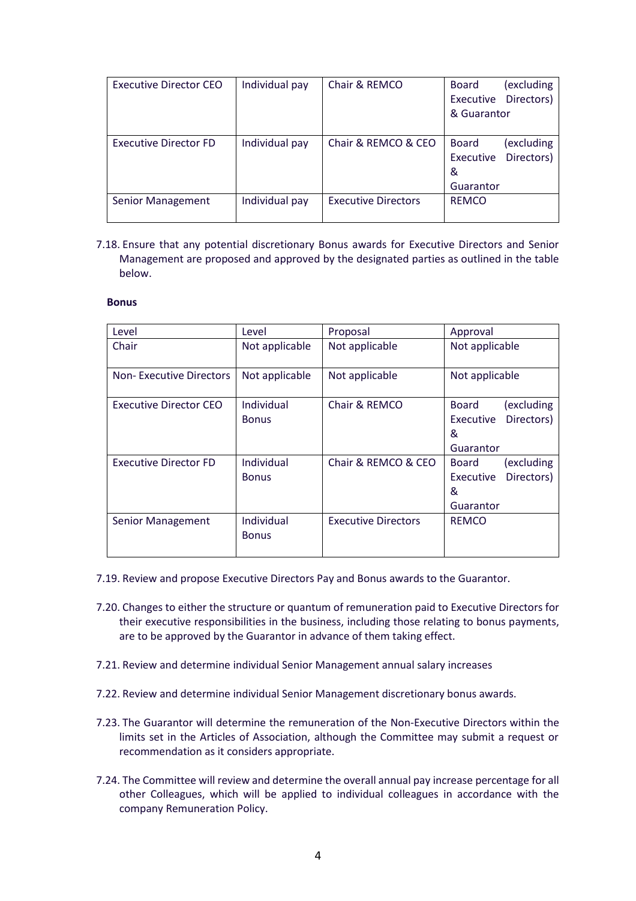| | | | |
|---|---|---|---|
| Executive Director CEO | Individual pay | Chair & REMCO | Board (excluding Executive Directors) & Guarantor |
| Executive Director FD | Individual pay | Chair & REMCO & CEO | Board (excluding Executive Directors) & Guarantor |
| Senior Management | Individual pay | Executive Directors | REMCO |

7.18. Ensure that any potential discretionary Bonus awards for Executive Directors and Senior Management are proposed and approved by the designated parties as outlined in the table below.

**Bonus**

| Level | Level | Proposal | Approval |
|---|---|---|---|
| Chair | Not applicable | Not applicable | Not applicable |
| Non- Executive Directors | Not applicable | Not applicable | Not applicable |
| Executive Director CEO | Individual Bonus | Chair & REMCO | Board (excluding Executive Directors) & Guarantor |
| Executive Director FD | Individual Bonus | Chair & REMCO & CEO | Board (excluding Executive Directors) & Guarantor |
| Senior Management | Individual Bonus | Executive Directors | REMCO |

7.19. Review and propose Executive Directors Pay and Bonus awards to the Guarantor.

7.20. Changes to either the structure or quantum of remuneration paid to Executive Directors for their executive responsibilities in the business, including those relating to bonus payments, are to be approved by the Guarantor in advance of them taking effect.

7.21. Review and determine individual Senior Management annual salary increases

7.22. Review and determine individual Senior Management discretionary bonus awards.

7.23. The Guarantor will determine the remuneration of the Non-Executive Directors within the limits set in the Articles of Association, although the Committee may submit a request or recommendation as it considers appropriate.

7.24. The Committee will review and determine the overall annual pay increase percentage for all other Colleagues, which will be applied to individual colleagues in accordance with the company Remuneration Policy.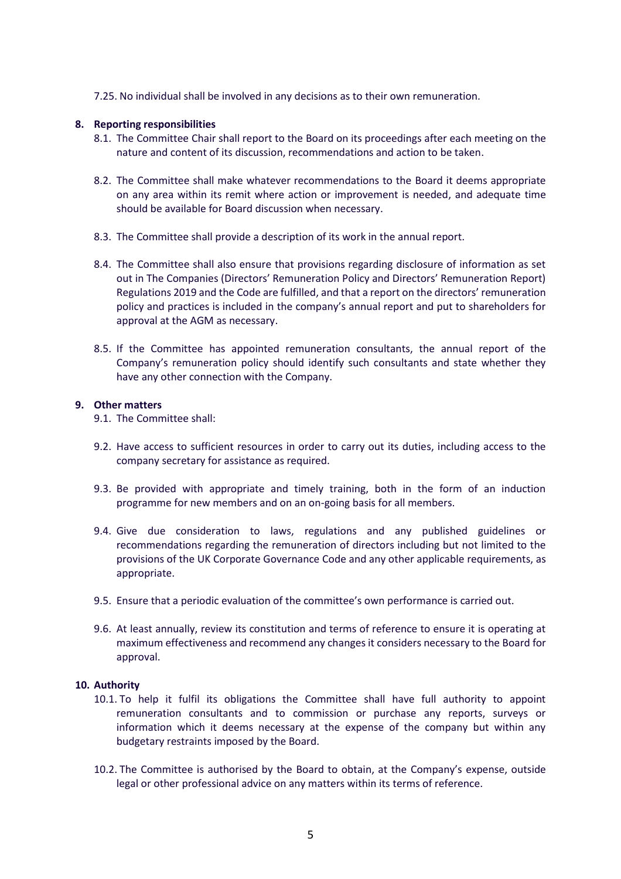7.25. No individual shall be involved in any decisions as to their own remuneration.

**8. Reporting responsibilities**

8.1. The Committee Chair shall report to the Board on its proceedings after each meeting on the nature and content of its discussion, recommendations and action to be taken.

8.2. The Committee shall make whatever recommendations to the Board it deems appropriate on any area within its remit where action or improvement is needed, and adequate time should be available for Board discussion when necessary.

8.3. The Committee shall provide a description of its work in the annual report.

8.4. The Committee shall also ensure that provisions regarding disclosure of information as set out in The Companies (Directors' Remuneration Policy and Directors' Remuneration Report) Regulations 2019 and the Code are fulfilled, and that a report on the directors' remuneration policy and practices is included in the company's annual report and put to shareholders for approval at the AGM as necessary.

8.5. If the Committee has appointed remuneration consultants, the annual report of the Company's remuneration policy should identify such consultants and state whether they have any other connection with the Company.

**9. Other matters**

9.1. The Committee shall:

9.2. Have access to sufficient resources in order to carry out its duties, including access to the company secretary for assistance as required.

9.3. Be provided with appropriate and timely training, both in the form of an induction programme for new members and on an on-going basis for all members.

9.4. Give due consideration to laws, regulations and any published guidelines or recommendations regarding the remuneration of directors including but not limited to the provisions of the UK Corporate Governance Code and any other applicable requirements, as appropriate.

9.5. Ensure that a periodic evaluation of the committee's own performance is carried out.

9.6. At least annually, review its constitution and terms of reference to ensure it is operating at maximum effectiveness and recommend any changes it considers necessary to the Board for approval.

**10. Authority**

10.1. To help it fulfil its obligations the Committee shall have full authority to appoint remuneration consultants and to commission or purchase any reports, surveys or information which it deems necessary at the expense of the company but within any budgetary restraints imposed by the Board.

10.2. The Committee is authorised by the Board to obtain, at the Company's expense, outside legal or other professional advice on any matters within its terms of reference.